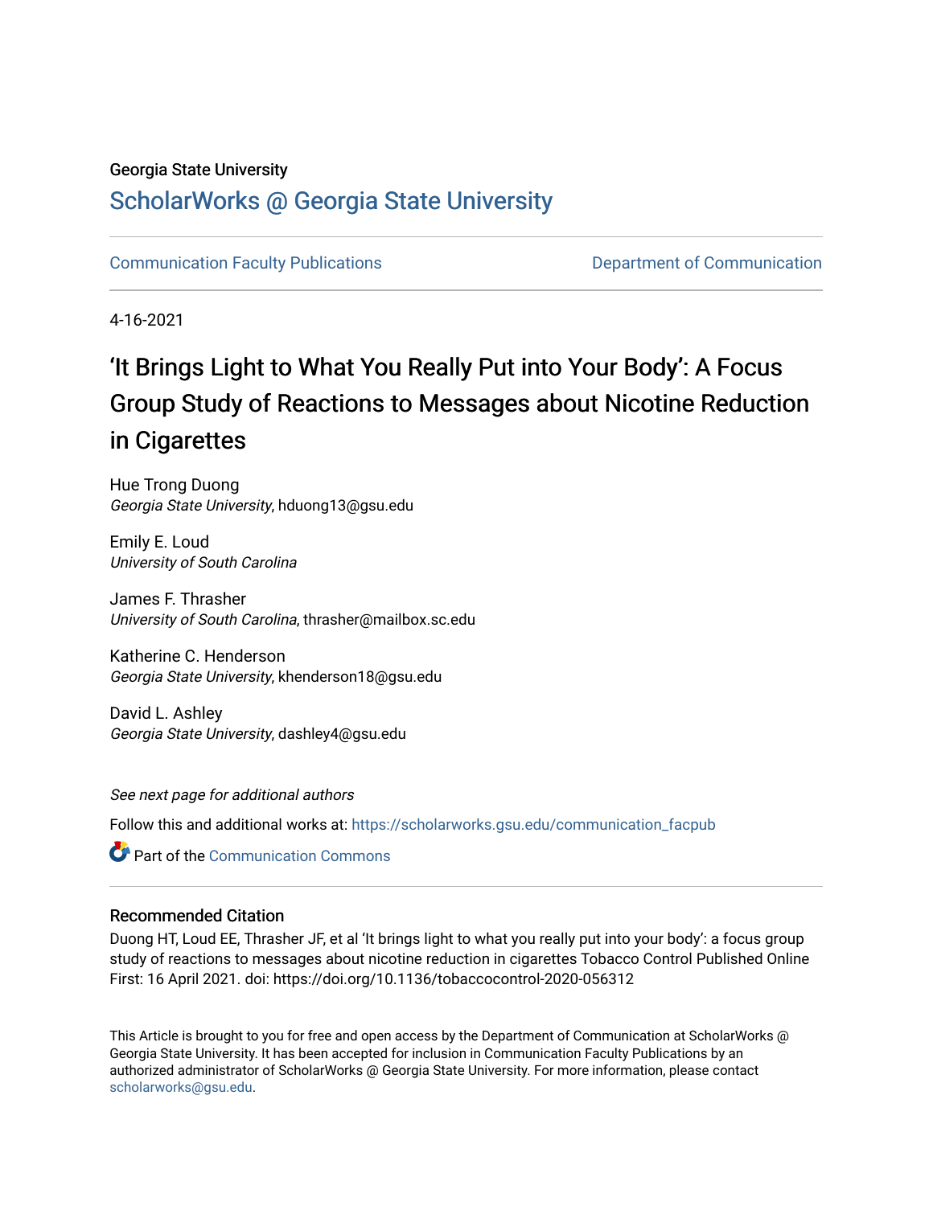Georgia State University

# ScholarWorks @ Georgia State University

Communication Faculty Publications | Department of Communication

4-16-2021

# 'It Brings Light to What You Really Put into Your Body': A Focus Group Study of Reactions to Messages about Nicotine Reduction in Cigarettes

Hue Trong Duong
*Georgia State University*, hduong13@gsu.edu

Emily E. Loud
*University of South Carolina*

James F. Thrasher
*University of South Carolina*, thrasher@mailbox.sc.edu

Katherine C. Henderson
*Georgia State University*, khenderson18@gsu.edu

David L. Ashley
*Georgia State University*, dashley4@gsu.edu

*See next page for additional authors*

Follow this and additional works at: https://scholarworks.gsu.edu/communication_facpub

Part of the Communication Commons

## Recommended Citation

Duong HT, Loud EE, Thrasher JF, et al 'It brings light to what you really put into your body': a focus group study of reactions to messages about nicotine reduction in cigarettes Tobacco Control Published Online First: 16 April 2021. doi: https://doi.org/10.1136/tobaccocontrol-2020-056312

This Article is brought to you for free and open access by the Department of Communication at ScholarWorks @ Georgia State University. It has been accepted for inclusion in Communication Faculty Publications by an authorized administrator of ScholarWorks @ Georgia State University. For more information, please contact scholarworks@gsu.edu.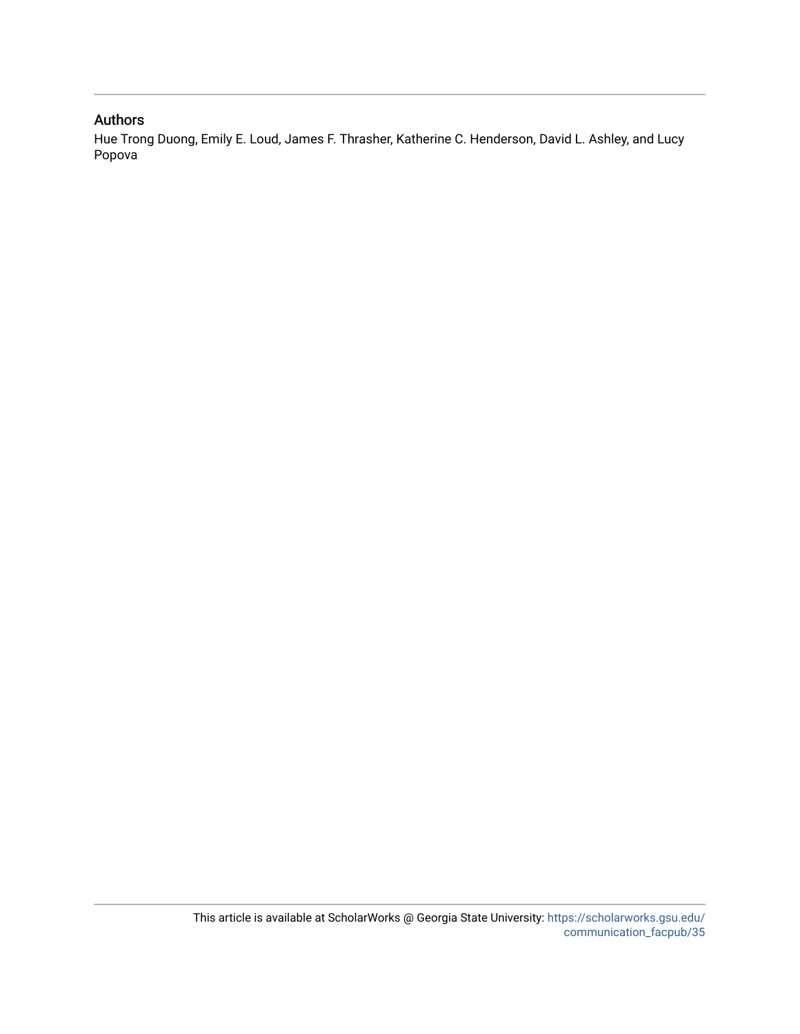### Authors

Hue Trong Duong, Emily E. Loud, James F. Thrasher, Katherine C. Henderson, David L. Ashley, and Lucy Popova

This article is available at ScholarWorks @ Georgia State University: https://scholarworks.gsu.edu/communication_facpub/35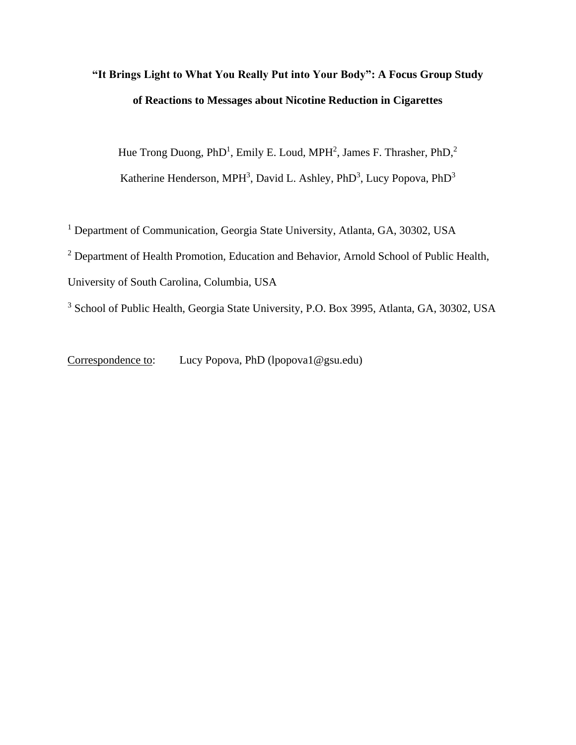# "It Brings Light to What You Really Put into Your Body": A Focus Group Study of Reactions to Messages about Nicotine Reduction in Cigarettes

Hue Trong Duong, PhD[1], Emily E. Loud, MPH[2], James F. Thrasher, PhD,[2]

Katherine Henderson, MPH[3], David L. Ashley, PhD[3], Lucy Popova, PhD[3]

[1] Department of Communication, Georgia State University, Atlanta, GA, 30302, USA

[2] Department of Health Promotion, Education and Behavior, Arnold School of Public Health, University of South Carolina, Columbia, USA

[3] School of Public Health, Georgia State University, P.O. Box 3995, Atlanta, GA, 30302, USA

Correspondence to: Lucy Popova, PhD (lpopova1@gsu.edu)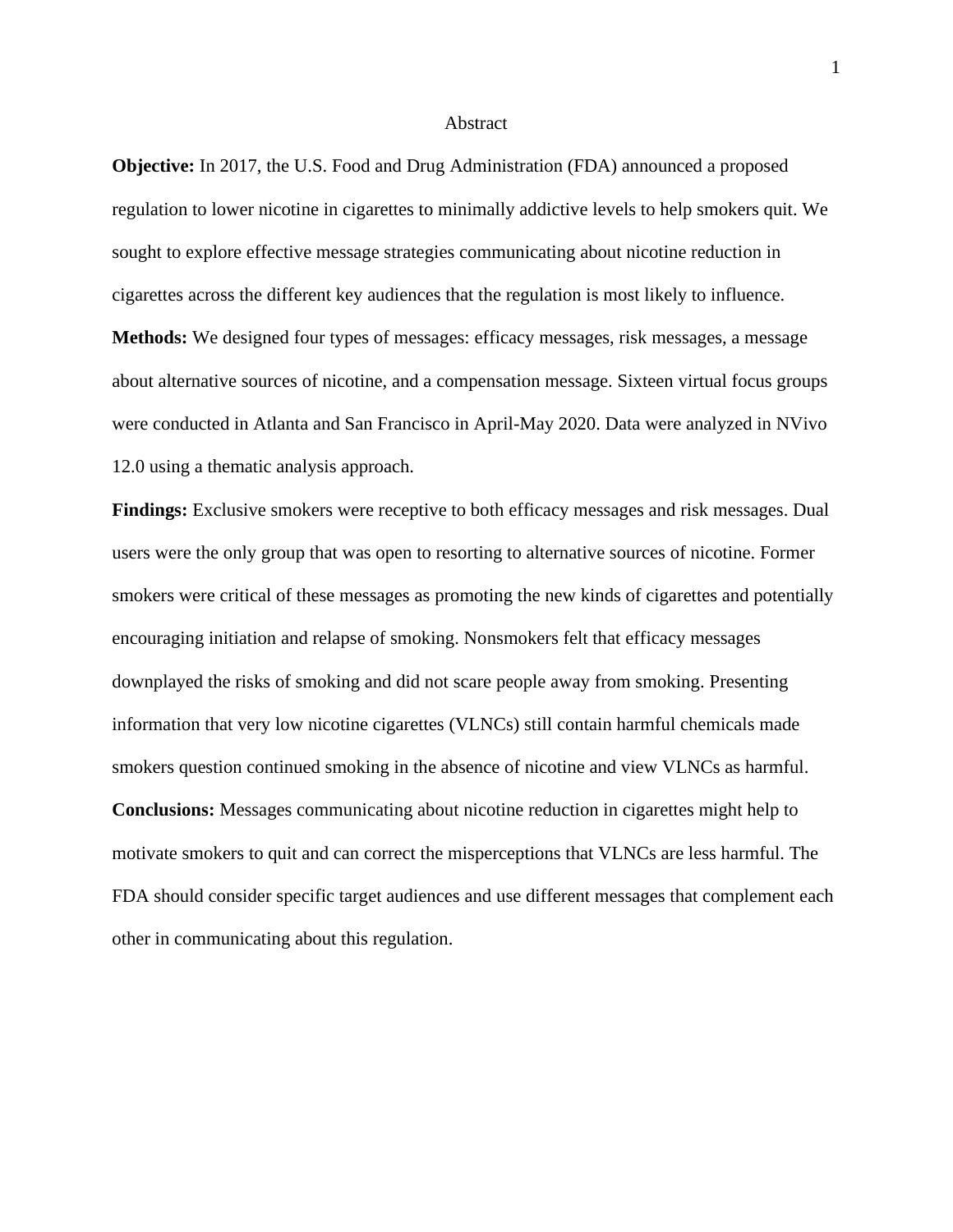# Abstract

**Objective:** In 2017, the U.S. Food and Drug Administration (FDA) announced a proposed regulation to lower nicotine in cigarettes to minimally addictive levels to help smokers quit. We sought to explore effective message strategies communicating about nicotine reduction in cigarettes across the different key audiences that the regulation is most likely to influence.

**Methods:** We designed four types of messages: efficacy messages, risk messages, a message about alternative sources of nicotine, and a compensation message. Sixteen virtual focus groups were conducted in Atlanta and San Francisco in April-May 2020. Data were analyzed in NVivo 12.0 using a thematic analysis approach.

**Findings:** Exclusive smokers were receptive to both efficacy messages and risk messages. Dual users were the only group that was open to resorting to alternative sources of nicotine. Former smokers were critical of these messages as promoting the new kinds of cigarettes and potentially encouraging initiation and relapse of smoking. Nonsmokers felt that efficacy messages downplayed the risks of smoking and did not scare people away from smoking. Presenting information that very low nicotine cigarettes (VLNCs) still contain harmful chemicals made smokers question continued smoking in the absence of nicotine and view VLNCs as harmful.

**Conclusions:** Messages communicating about nicotine reduction in cigarettes might help to motivate smokers to quit and can correct the misperceptions that VLNCs are less harmful. The FDA should consider specific target audiences and use different messages that complement each other in communicating about this regulation.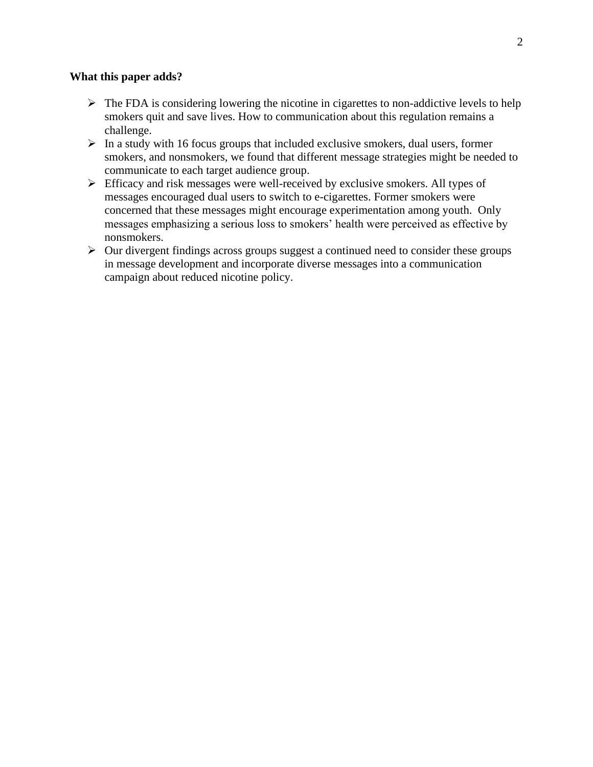**What this paper adds?**

- The FDA is considering lowering the nicotine in cigarettes to non-addictive levels to help smokers quit and save lives. How to communication about this regulation remains a challenge.
- In a study with 16 focus groups that included exclusive smokers, dual users, former smokers, and nonsmokers, we found that different message strategies might be needed to communicate to each target audience group.
- Efficacy and risk messages were well-received by exclusive smokers. All types of messages encouraged dual users to switch to e-cigarettes. Former smokers were concerned that these messages might encourage experimentation among youth. Only messages emphasizing a serious loss to smokers' health were perceived as effective by nonsmokers.
- Our divergent findings across groups suggest a continued need to consider these groups in message development and incorporate diverse messages into a communication campaign about reduced nicotine policy.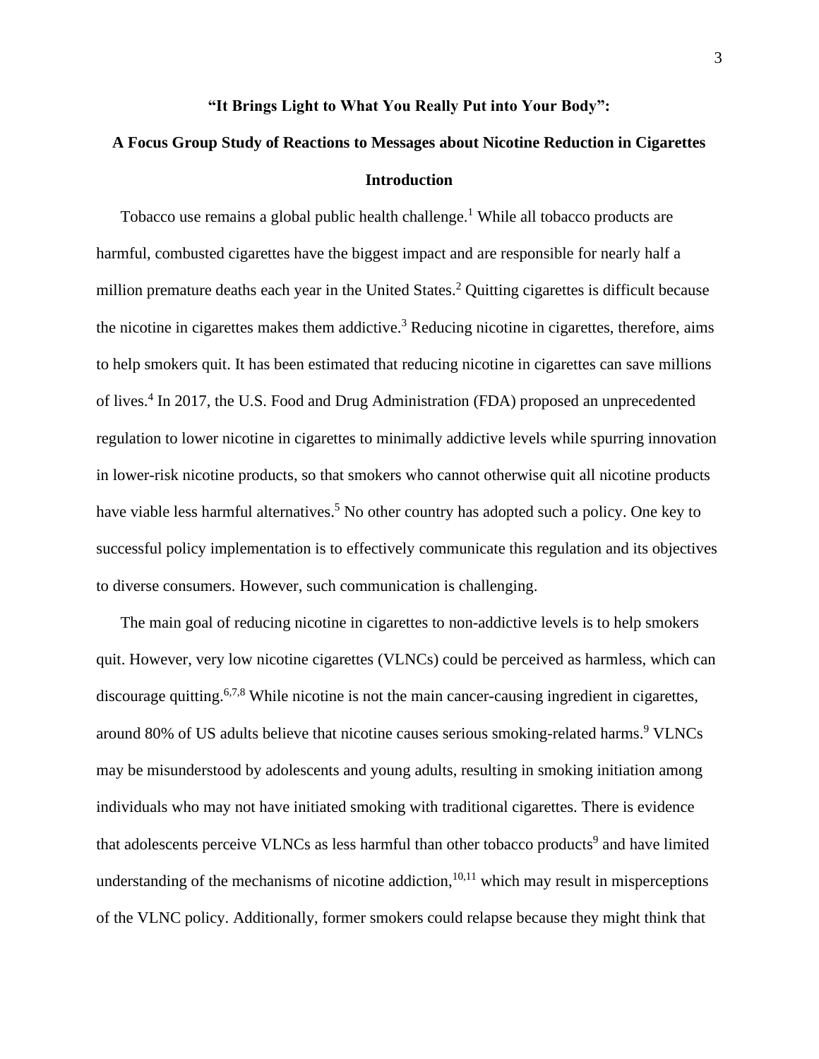## "It Brings Light to What You Really Put into Your Body": A Focus Group Study of Reactions to Messages about Nicotine Reduction in Cigarettes

### Introduction

Tobacco use remains a global public health challenge.[1] While all tobacco products are harmful, combusted cigarettes have the biggest impact and are responsible for nearly half a million premature deaths each year in the United States.[2] Quitting cigarettes is difficult because the nicotine in cigarettes makes them addictive.[3] Reducing nicotine in cigarettes, therefore, aims to help smokers quit. It has been estimated that reducing nicotine in cigarettes can save millions of lives.[4] In 2017, the U.S. Food and Drug Administration (FDA) proposed an unprecedented regulation to lower nicotine in cigarettes to minimally addictive levels while spurring innovation in lower-risk nicotine products, so that smokers who cannot otherwise quit all nicotine products have viable less harmful alternatives.[5] No other country has adopted such a policy. One key to successful policy implementation is to effectively communicate this regulation and its objectives to diverse consumers. However, such communication is challenging.

The main goal of reducing nicotine in cigarettes to non-addictive levels is to help smokers quit. However, very low nicotine cigarettes (VLNCs) could be perceived as harmless, which can discourage quitting.[6,7,8] While nicotine is not the main cancer-causing ingredient in cigarettes, around 80% of US adults believe that nicotine causes serious smoking-related harms.[9] VLNCs may be misunderstood by adolescents and young adults, resulting in smoking initiation among individuals who may not have initiated smoking with traditional cigarettes. There is evidence that adolescents perceive VLNCs as less harmful than other tobacco products[9] and have limited understanding of the mechanisms of nicotine addiction,[10,11] which may result in misperceptions of the VLNC policy. Additionally, former smokers could relapse because they might think that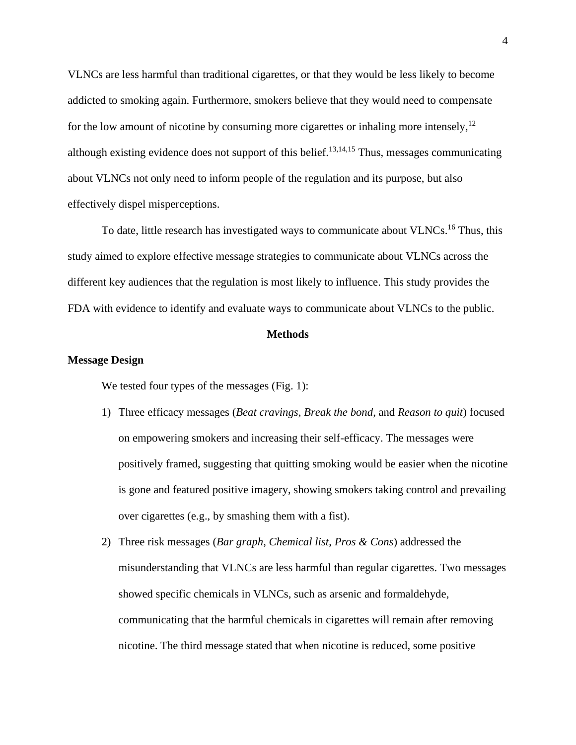VLNCs are less harmful than traditional cigarettes, or that they would be less likely to become addicted to smoking again. Furthermore, smokers believe that they would need to compensate for the low amount of nicotine by consuming more cigarettes or inhaling more intensely,[12] although existing evidence does not support of this belief.[13,14,15] Thus, messages communicating about VLNCs not only need to inform people of the regulation and its purpose, but also effectively dispel misperceptions.

To date, little research has investigated ways to communicate about VLNCs.[16] Thus, this study aimed to explore effective message strategies to communicate about VLNCs across the different key audiences that the regulation is most likely to influence. This study provides the FDA with evidence to identify and evaluate ways to communicate about VLNCs to the public.

## Methods

### Message Design

We tested four types of the messages (Fig. 1):

1) Three efficacy messages (*Beat cravings*, *Break the bond*, and *Reason to quit*) focused on empowering smokers and increasing their self-efficacy. The messages were positively framed, suggesting that quitting smoking would be easier when the nicotine is gone and featured positive imagery, showing smokers taking control and prevailing over cigarettes (e.g., by smashing them with a fist).
2) Three risk messages (*Bar graph*, *Chemical list*, *Pros & Cons*) addressed the misunderstanding that VLNCs are less harmful than regular cigarettes. Two messages showed specific chemicals in VLNCs, such as arsenic and formaldehyde, communicating that the harmful chemicals in cigarettes will remain after removing nicotine. The third message stated that when nicotine is reduced, some positive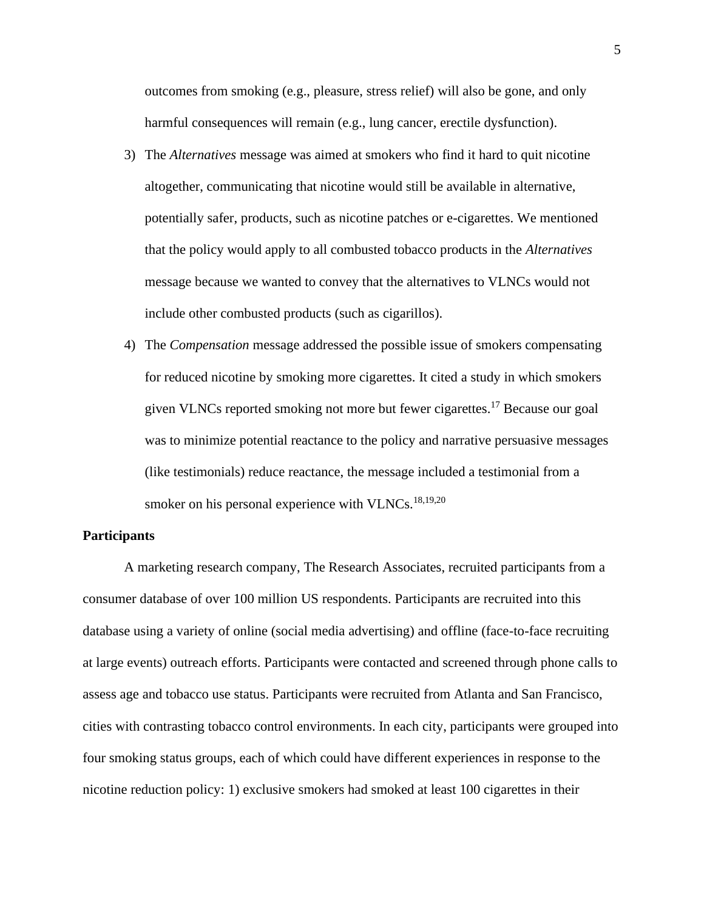outcomes from smoking (e.g., pleasure, stress relief) will also be gone, and only harmful consequences will remain (e.g., lung cancer, erectile dysfunction).

3) The *Alternatives* message was aimed at smokers who find it hard to quit nicotine altogether, communicating that nicotine would still be available in alternative, potentially safer, products, such as nicotine patches or e-cigarettes. We mentioned that the policy would apply to all combusted tobacco products in the *Alternatives* message because we wanted to convey that the alternatives to VLNCs would not include other combusted products (such as cigarillos).

4) The *Compensation* message addressed the possible issue of smokers compensating for reduced nicotine by smoking more cigarettes. It cited a study in which smokers given VLNCs reported smoking not more but fewer cigarettes.[17] Because our goal was to minimize potential reactance to the policy and narrative persuasive messages (like testimonials) reduce reactance, the message included a testimonial from a smoker on his personal experience with VLNCs.[18,19,20]

**Participants**

A marketing research company, The Research Associates, recruited participants from a consumer database of over 100 million US respondents. Participants are recruited into this database using a variety of online (social media advertising) and offline (face-to-face recruiting at large events) outreach efforts. Participants were contacted and screened through phone calls to assess age and tobacco use status. Participants were recruited from Atlanta and San Francisco, cities with contrasting tobacco control environments. In each city, participants were grouped into four smoking status groups, each of which could have different experiences in response to the nicotine reduction policy: 1) exclusive smokers had smoked at least 100 cigarettes in their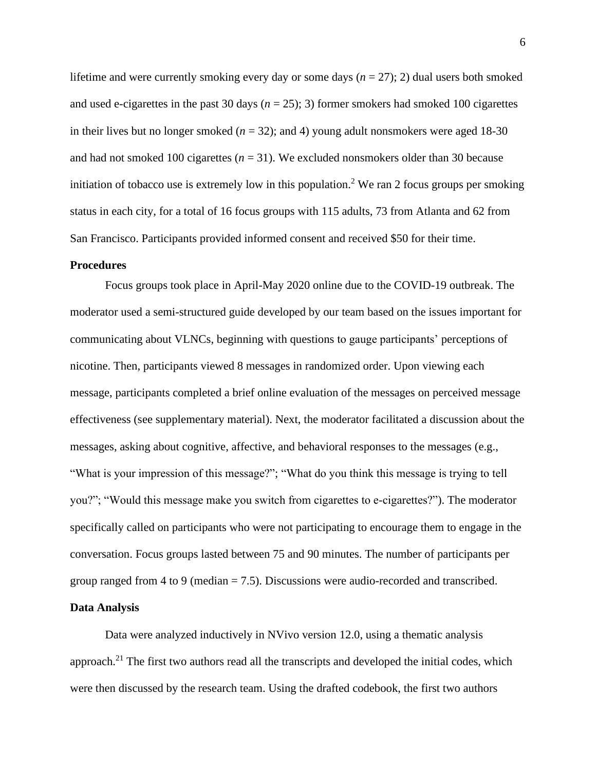lifetime and were currently smoking every day or some days (*n* = 27); 2) dual users both smoked and used e-cigarettes in the past 30 days (*n* = 25); 3) former smokers had smoked 100 cigarettes in their lives but no longer smoked (*n* = 32); and 4) young adult nonsmokers were aged 18-30 and had not smoked 100 cigarettes (*n* = 31). We excluded nonsmokers older than 30 because initiation of tobacco use is extremely low in this population.[2] We ran 2 focus groups per smoking status in each city, for a total of 16 focus groups with 115 adults, 73 from Atlanta and 62 from San Francisco. Participants provided informed consent and received $50 for their time.

**Procedures**

Focus groups took place in April-May 2020 online due to the COVID-19 outbreak. The moderator used a semi-structured guide developed by our team based on the issues important for communicating about VLNCs, beginning with questions to gauge participants' perceptions of nicotine. Then, participants viewed 8 messages in randomized order. Upon viewing each message, participants completed a brief online evaluation of the messages on perceived message effectiveness (see supplementary material). Next, the moderator facilitated a discussion about the messages, asking about cognitive, affective, and behavioral responses to the messages (e.g., "What is your impression of this message?"; "What do you think this message is trying to tell you?"; "Would this message make you switch from cigarettes to e-cigarettes?"). The moderator specifically called on participants who were not participating to encourage them to engage in the conversation. Focus groups lasted between 75 and 90 minutes. The number of participants per group ranged from 4 to 9 (median = 7.5). Discussions were audio-recorded and transcribed.

**Data Analysis**

Data were analyzed inductively in NVivo version 12.0, using a thematic analysis approach.[21] The first two authors read all the transcripts and developed the initial codes, which were then discussed by the research team. Using the drafted codebook, the first two authors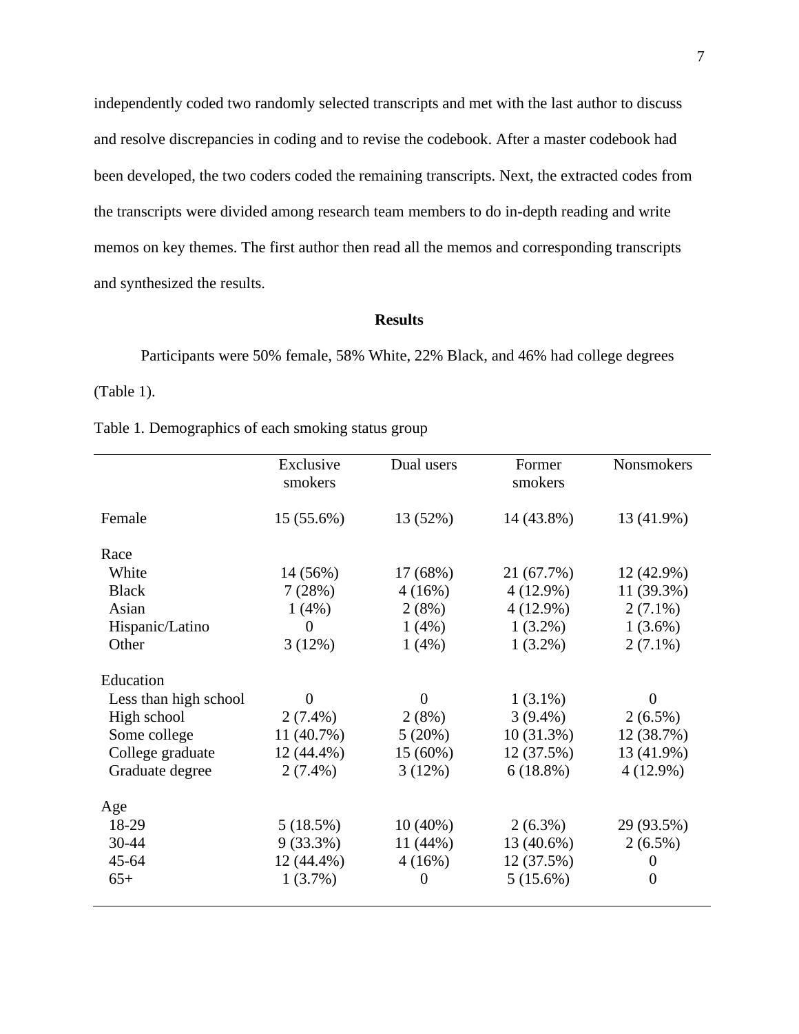independently coded two randomly selected transcripts and met with the last author to discuss and resolve discrepancies in coding and to revise the codebook. After a master codebook had been developed, the two coders coded the remaining transcripts. Next, the extracted codes from the transcripts were divided among research team members to do in-depth reading and write memos on key themes. The first author then read all the memos and corresponding transcripts and synthesized the results.

## Results

Participants were 50% female, 58% White, 22% Black, and 46% had college degrees (Table 1).

Table 1. Demographics of each smoking status group

| | Exclusive smokers | Dual users | Former smokers | Nonsmokers |
|---|---|---|---|---|
| Female | 15 (55.6%) | 13 (52%) | 14 (43.8%) | 13 (41.9%) |
| Race | | | | |
| White | 14 (56%) | 17 (68%) | 21 (67.7%) | 12 (42.9%) |
| Black | 7 (28%) | 4 (16%) | 4 (12.9%) | 11 (39.3%) |
| Asian | 1 (4%) | 2 (8%) | 4 (12.9%) | 2 (7.1%) |
| Hispanic/Latino | 0 | 1 (4%) | 1 (3.2%) | 1 (3.6%) |
| Other | 3 (12%) | 1 (4%) | 1 (3.2%) | 2 (7.1%) |
| Education | | | | |
| Less than high school | 0 | 0 | 1 (3.1%) | 0 |
| High school | 2 (7.4%) | 2 (8%) | 3 (9.4%) | 2 (6.5%) |
| Some college | 11 (40.7%) | 5 (20%) | 10 (31.3%) | 12 (38.7%) |
| College graduate | 12 (44.4%) | 15 (60%) | 12 (37.5%) | 13 (41.9%) |
| Graduate degree | 2 (7.4%) | 3 (12%) | 6 (18.8%) | 4 (12.9%) |
| Age | | | | |
| 18-29 | 5 (18.5%) | 10 (40%) | 2 (6.3%) | 29 (93.5%) |
| 30-44 | 9 (33.3%) | 11 (44%) | 13 (40.6%) | 2 (6.5%) |
| 45-64 | 12 (44.4%) | 4 (16%) | 12 (37.5%) | 0 |
| 65+ | 1 (3.7%) | 0 | 5 (15.6%) | 0 |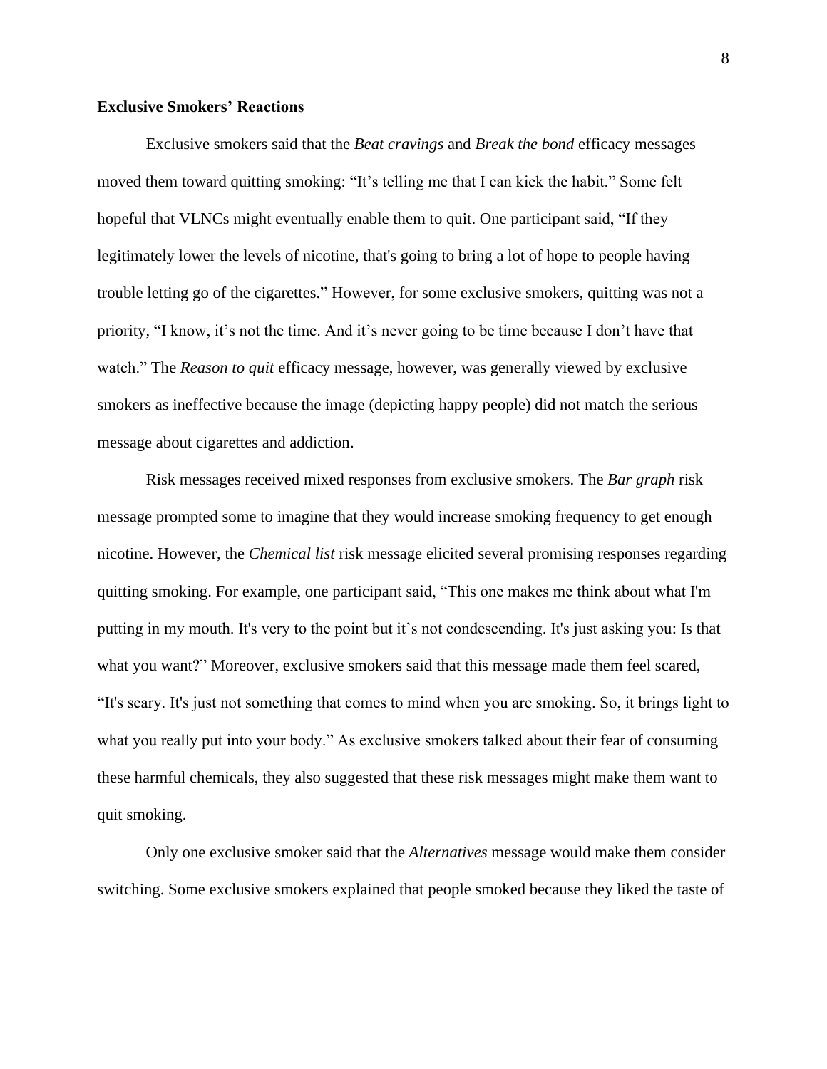**Exclusive Smokers' Reactions**

Exclusive smokers said that the *Beat cravings* and *Break the bond* efficacy messages moved them toward quitting smoking: "It's telling me that I can kick the habit." Some felt hopeful that VLNCs might eventually enable them to quit. One participant said, "If they legitimately lower the levels of nicotine, that's going to bring a lot of hope to people having trouble letting go of the cigarettes." However, for some exclusive smokers, quitting was not a priority, "I know, it's not the time. And it's never going to be time because I don't have that watch." The *Reason to quit* efficacy message, however, was generally viewed by exclusive smokers as ineffective because the image (depicting happy people) did not match the serious message about cigarettes and addiction.

Risk messages received mixed responses from exclusive smokers. The *Bar graph* risk message prompted some to imagine that they would increase smoking frequency to get enough nicotine. However, the *Chemical list* risk message elicited several promising responses regarding quitting smoking. For example, one participant said, "This one makes me think about what I'm putting in my mouth. It's very to the point but it's not condescending. It's just asking you: Is that what you want?" Moreover, exclusive smokers said that this message made them feel scared, "It's scary. It's just not something that comes to mind when you are smoking. So, it brings light to what you really put into your body." As exclusive smokers talked about their fear of consuming these harmful chemicals, they also suggested that these risk messages might make them want to quit smoking.

Only one exclusive smoker said that the *Alternatives* message would make them consider switching. Some exclusive smokers explained that people smoked because they liked the taste of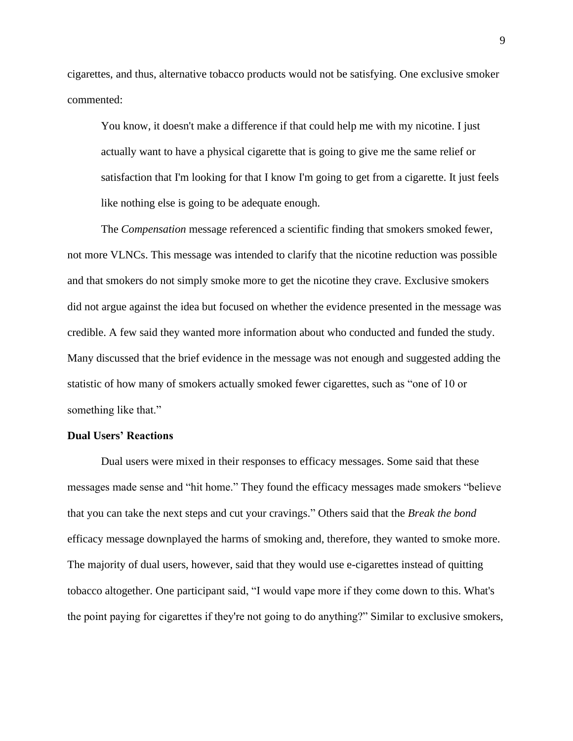cigarettes, and thus, alternative tobacco products would not be satisfying. One exclusive smoker commented:

> You know, it doesn't make a difference if that could help me with my nicotine. I just actually want to have a physical cigarette that is going to give me the same relief or satisfaction that I'm looking for that I know I'm going to get from a cigarette. It just feels like nothing else is going to be adequate enough.

The *Compensation* message referenced a scientific finding that smokers smoked fewer, not more VLNCs. This message was intended to clarify that the nicotine reduction was possible and that smokers do not simply smoke more to get the nicotine they crave. Exclusive smokers did not argue against the idea but focused on whether the evidence presented in the message was credible. A few said they wanted more information about who conducted and funded the study. Many discussed that the brief evidence in the message was not enough and suggested adding the statistic of how many of smokers actually smoked fewer cigarettes, such as "one of 10 or something like that."

### Dual Users' Reactions

Dual users were mixed in their responses to efficacy messages. Some said that these messages made sense and "hit home." They found the efficacy messages made smokers "believe that you can take the next steps and cut your cravings." Others said that the *Break the bond* efficacy message downplayed the harms of smoking and, therefore, they wanted to smoke more. The majority of dual users, however, said that they would use e-cigarettes instead of quitting tobacco altogether. One participant said, "I would vape more if they come down to this. What's the point paying for cigarettes if they're not going to do anything?" Similar to exclusive smokers,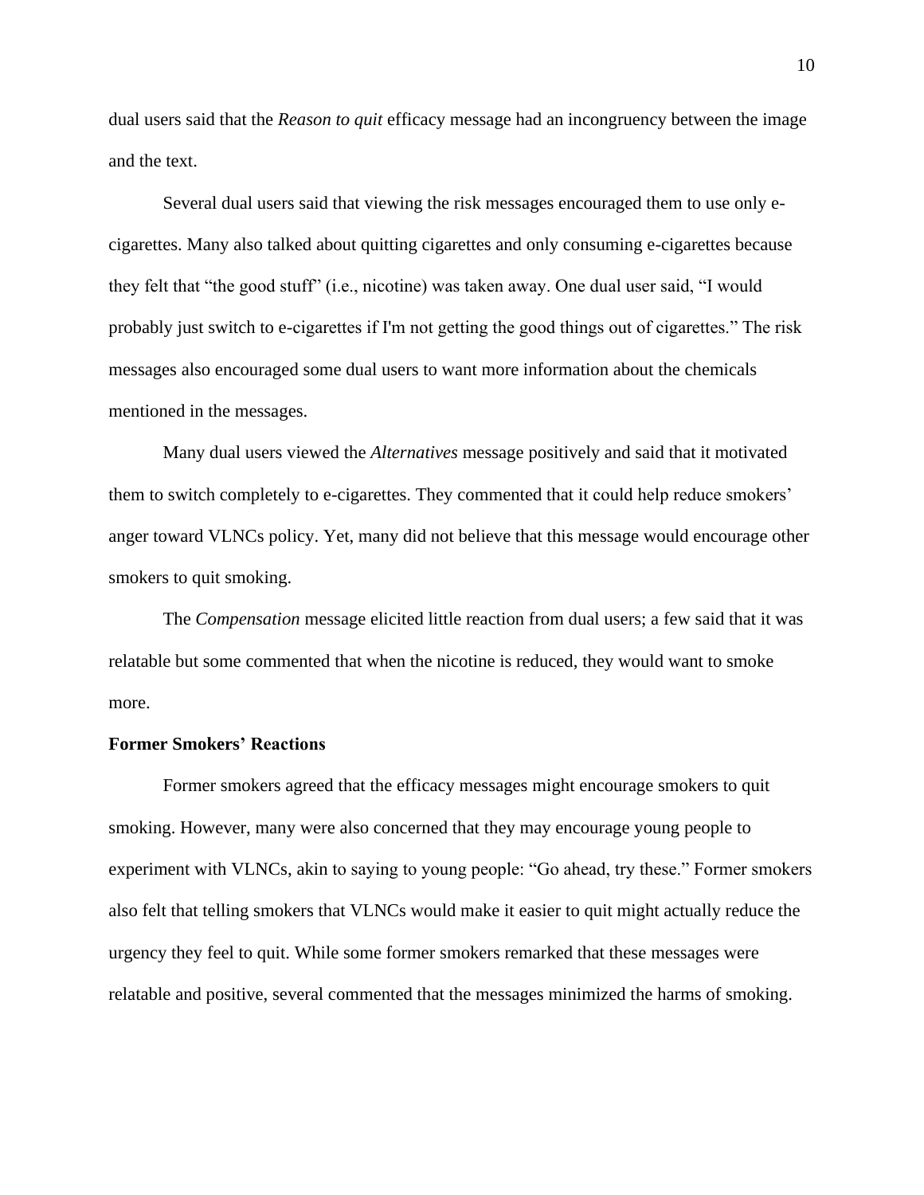dual users said that the *Reason to quit* efficacy message had an incongruency between the image and the text.

Several dual users said that viewing the risk messages encouraged them to use only e-cigarettes. Many also talked about quitting cigarettes and only consuming e-cigarettes because they felt that "the good stuff" (i.e., nicotine) was taken away. One dual user said, "I would probably just switch to e-cigarettes if I'm not getting the good things out of cigarettes." The risk messages also encouraged some dual users to want more information about the chemicals mentioned in the messages.

Many dual users viewed the *Alternatives* message positively and said that it motivated them to switch completely to e-cigarettes. They commented that it could help reduce smokers' anger toward VLNCs policy. Yet, many did not believe that this message would encourage other smokers to quit smoking.

The *Compensation* message elicited little reaction from dual users; a few said that it was relatable but some commented that when the nicotine is reduced, they would want to smoke more.

**Former Smokers' Reactions**

Former smokers agreed that the efficacy messages might encourage smokers to quit smoking. However, many were also concerned that they may encourage young people to experiment with VLNCs, akin to saying to young people: "Go ahead, try these." Former smokers also felt that telling smokers that VLNCs would make it easier to quit might actually reduce the urgency they feel to quit. While some former smokers remarked that these messages were relatable and positive, several commented that the messages minimized the harms of smoking.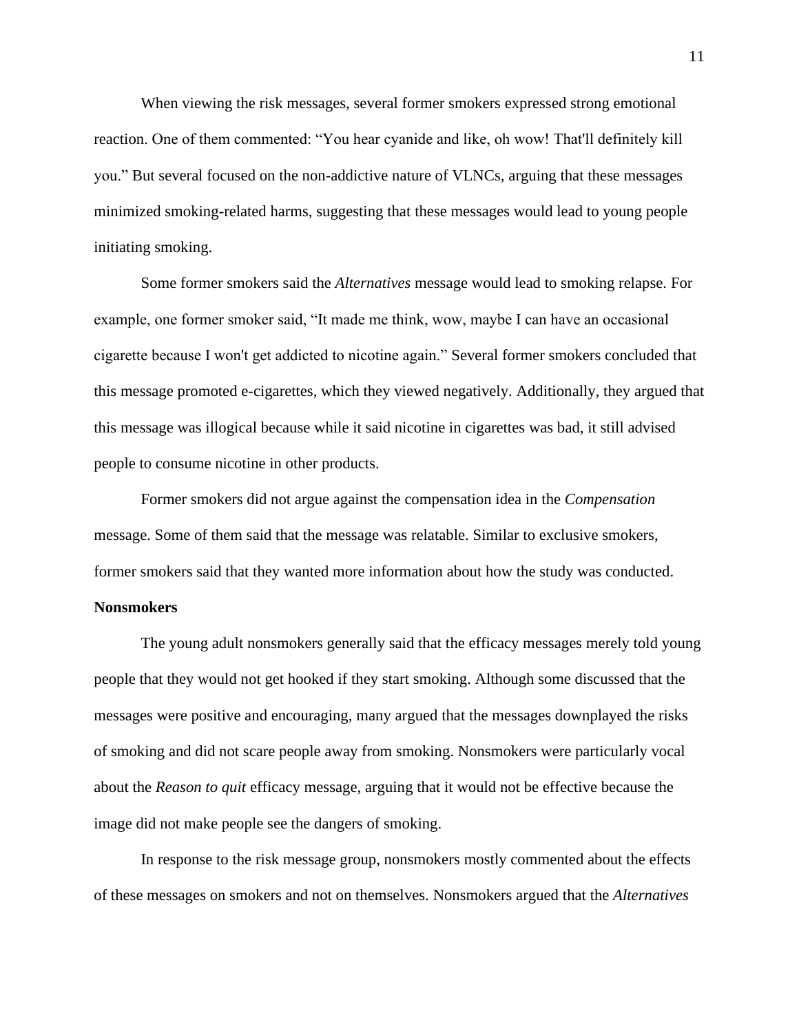When viewing the risk messages, several former smokers expressed strong emotional reaction. One of them commented: "You hear cyanide and like, oh wow! That'll definitely kill you." But several focused on the non-addictive nature of VLNCs, arguing that these messages minimized smoking-related harms, suggesting that these messages would lead to young people initiating smoking.

Some former smokers said the *Alternatives* message would lead to smoking relapse. For example, one former smoker said, "It made me think, wow, maybe I can have an occasional cigarette because I won't get addicted to nicotine again." Several former smokers concluded that this message promoted e-cigarettes, which they viewed negatively. Additionally, they argued that this message was illogical because while it said nicotine in cigarettes was bad, it still advised people to consume nicotine in other products.

Former smokers did not argue against the compensation idea in the *Compensation* message. Some of them said that the message was relatable. Similar to exclusive smokers, former smokers said that they wanted more information about how the study was conducted.

**Nonsmokers**

The young adult nonsmokers generally said that the efficacy messages merely told young people that they would not get hooked if they start smoking. Although some discussed that the messages were positive and encouraging, many argued that the messages downplayed the risks of smoking and did not scare people away from smoking. Nonsmokers were particularly vocal about the *Reason to quit* efficacy message, arguing that it would not be effective because the image did not make people see the dangers of smoking.

In response to the risk message group, nonsmokers mostly commented about the effects of these messages on smokers and not on themselves. Nonsmokers argued that the *Alternatives*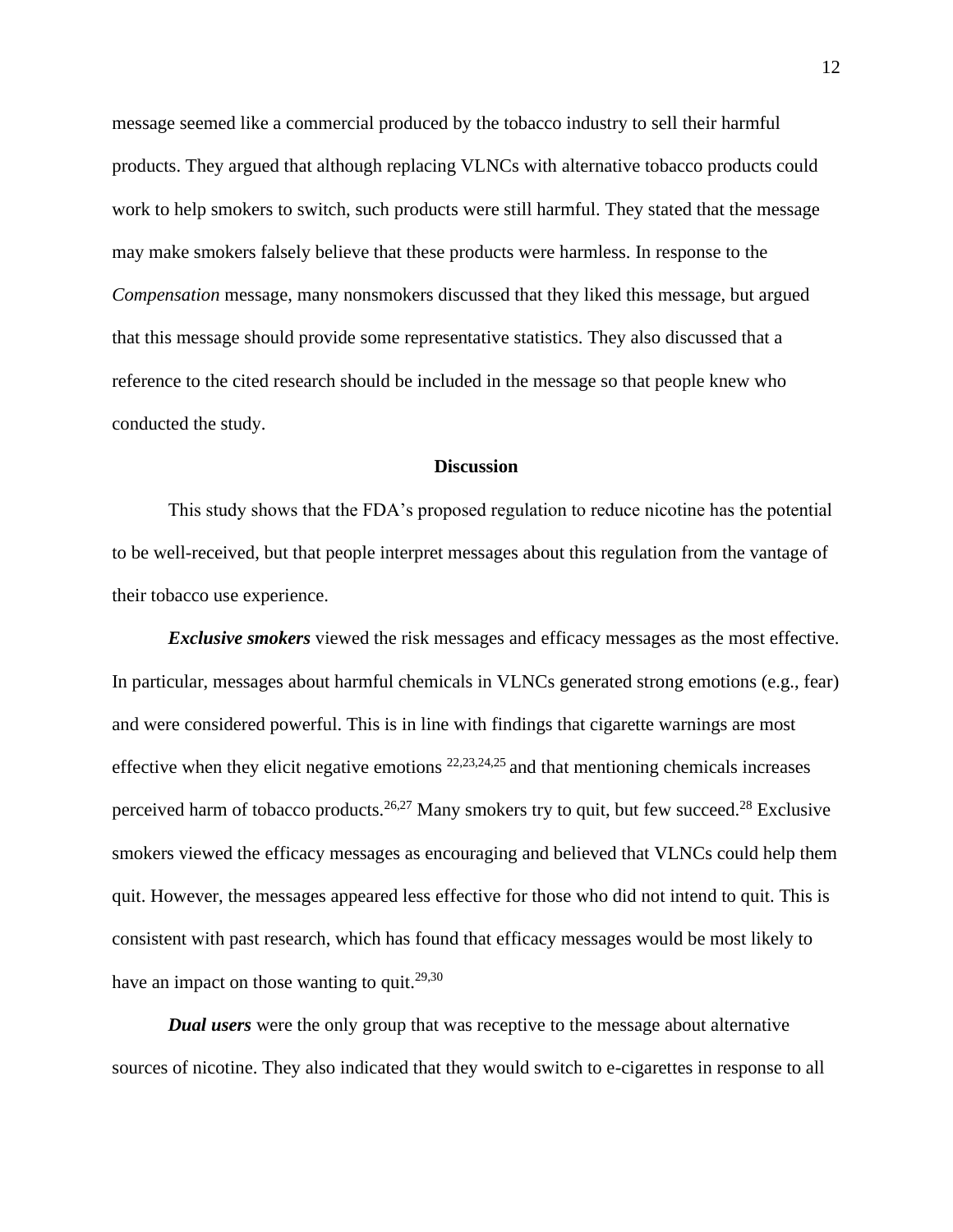message seemed like a commercial produced by the tobacco industry to sell their harmful products. They argued that although replacing VLNCs with alternative tobacco products could work to help smokers to switch, such products were still harmful. They stated that the message may make smokers falsely believe that these products were harmless. In response to the *Compensation* message, many nonsmokers discussed that they liked this message, but argued that this message should provide some representative statistics. They also discussed that a reference to the cited research should be included in the message so that people knew who conducted the study.

## Discussion

This study shows that the FDA's proposed regulation to reduce nicotine has the potential to be well-received, but that people interpret messages about this regulation from the vantage of their tobacco use experience.

***Exclusive smokers*** viewed the risk messages and efficacy messages as the most effective. In particular, messages about harmful chemicals in VLNCs generated strong emotions (e.g., fear) and were considered powerful. This is in line with findings that cigarette warnings are most effective when they elicit negative emotions [22,23,24,25] and that mentioning chemicals increases perceived harm of tobacco products.[26,27] Many smokers try to quit, but few succeed.[28] Exclusive smokers viewed the efficacy messages as encouraging and believed that VLNCs could help them quit. However, the messages appeared less effective for those who did not intend to quit. This is consistent with past research, which has found that efficacy messages would be most likely to have an impact on those wanting to quit.[29,30]

***Dual users*** were the only group that was receptive to the message about alternative sources of nicotine. They also indicated that they would switch to e-cigarettes in response to all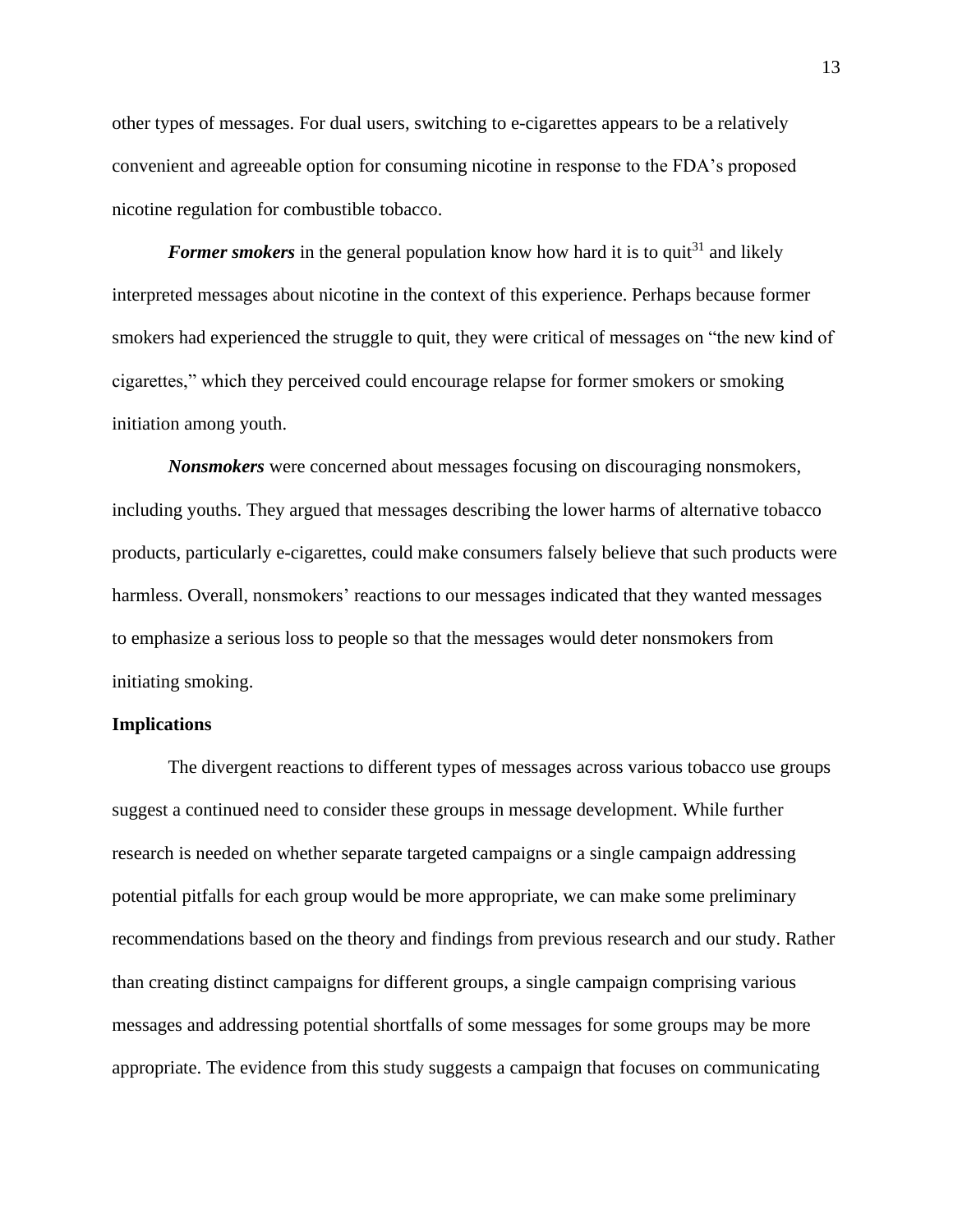other types of messages. For dual users, switching to e-cigarettes appears to be a relatively convenient and agreeable option for consuming nicotine in response to the FDA's proposed nicotine regulation for combustible tobacco.

***Former smokers*** in the general population know how hard it is to quit[31] and likely interpreted messages about nicotine in the context of this experience. Perhaps because former smokers had experienced the struggle to quit, they were critical of messages on "the new kind of cigarettes," which they perceived could encourage relapse for former smokers or smoking initiation among youth.

***Nonsmokers*** were concerned about messages focusing on discouraging nonsmokers, including youths. They argued that messages describing the lower harms of alternative tobacco products, particularly e-cigarettes, could make consumers falsely believe that such products were harmless. Overall, nonsmokers' reactions to our messages indicated that they wanted messages to emphasize a serious loss to people so that the messages would deter nonsmokers from initiating smoking.

**Implications**

The divergent reactions to different types of messages across various tobacco use groups suggest a continued need to consider these groups in message development. While further research is needed on whether separate targeted campaigns or a single campaign addressing potential pitfalls for each group would be more appropriate, we can make some preliminary recommendations based on the theory and findings from previous research and our study. Rather than creating distinct campaigns for different groups, a single campaign comprising various messages and addressing potential shortfalls of some messages for some groups may be more appropriate. The evidence from this study suggests a campaign that focuses on communicating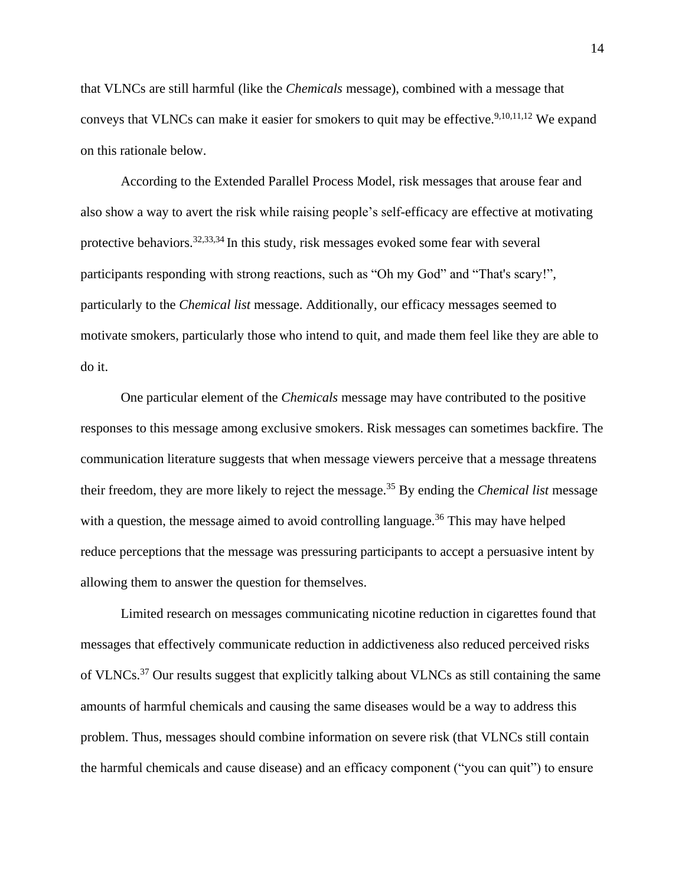that VLNCs are still harmful (like the *Chemicals* message), combined with a message that conveys that VLNCs can make it easier for smokers to quit may be effective.[9,10,11,12] We expand on this rationale below.

According to the Extended Parallel Process Model, risk messages that arouse fear and also show a way to avert the risk while raising people's self-efficacy are effective at motivating protective behaviors.[32,33,34] In this study, risk messages evoked some fear with several participants responding with strong reactions, such as "Oh my God" and "That's scary!", particularly to the *Chemical list* message. Additionally, our efficacy messages seemed to motivate smokers, particularly those who intend to quit, and made them feel like they are able to do it.

One particular element of the *Chemicals* message may have contributed to the positive responses to this message among exclusive smokers. Risk messages can sometimes backfire. The communication literature suggests that when message viewers perceive that a message threatens their freedom, they are more likely to reject the message.[35] By ending the *Chemical list* message with a question, the message aimed to avoid controlling language.[36] This may have helped reduce perceptions that the message was pressuring participants to accept a persuasive intent by allowing them to answer the question for themselves.

Limited research on messages communicating nicotine reduction in cigarettes found that messages that effectively communicate reduction in addictiveness also reduced perceived risks of VLNCs.[37] Our results suggest that explicitly talking about VLNCs as still containing the same amounts of harmful chemicals and causing the same diseases would be a way to address this problem. Thus, messages should combine information on severe risk (that VLNCs still contain the harmful chemicals and cause disease) and an efficacy component ("you can quit") to ensure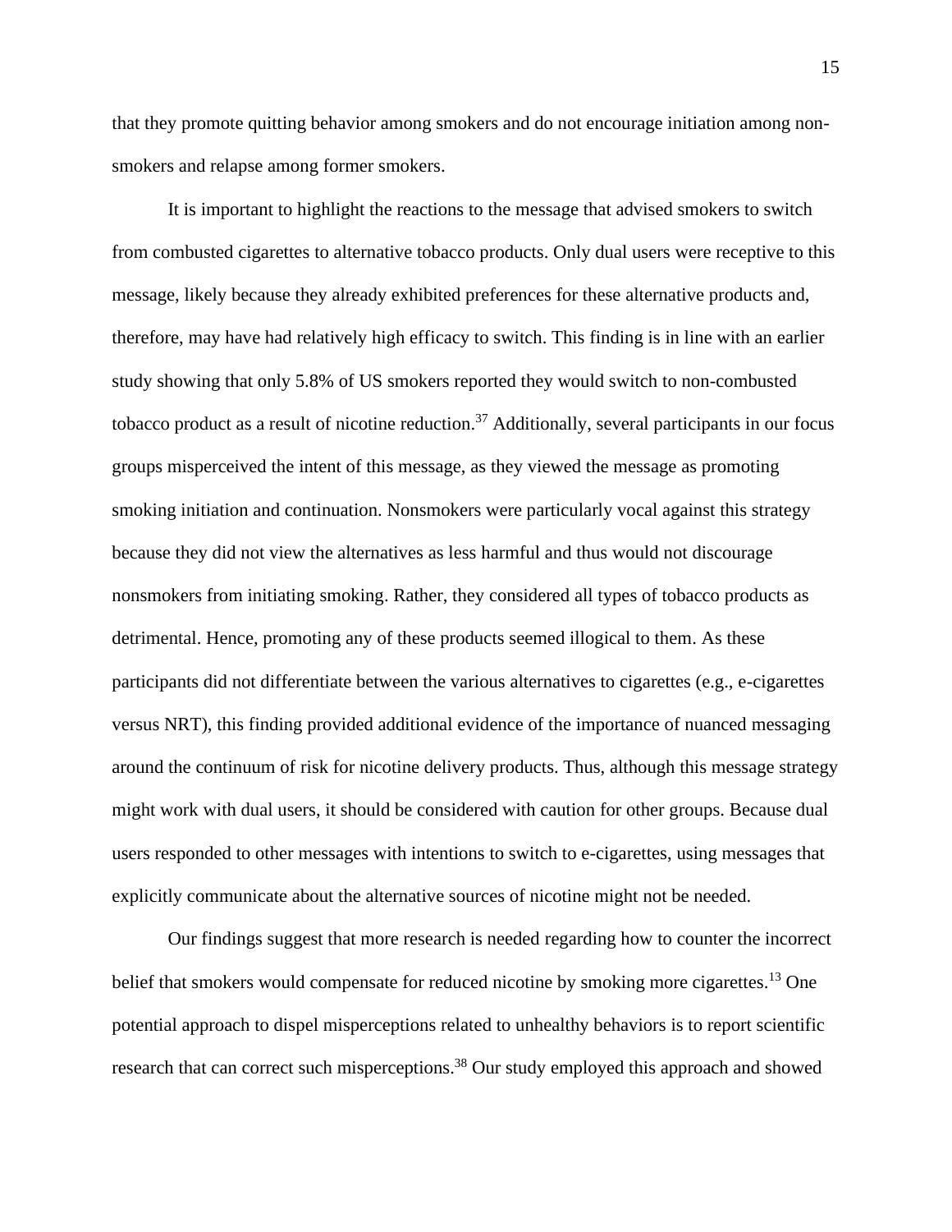that they promote quitting behavior among smokers and do not encourage initiation among non-smokers and relapse among former smokers.

It is important to highlight the reactions to the message that advised smokers to switch from combusted cigarettes to alternative tobacco products. Only dual users were receptive to this message, likely because they already exhibited preferences for these alternative products and, therefore, may have had relatively high efficacy to switch. This finding is in line with an earlier study showing that only 5.8% of US smokers reported they would switch to non-combusted tobacco product as a result of nicotine reduction.[37] Additionally, several participants in our focus groups misperceived the intent of this message, as they viewed the message as promoting smoking initiation and continuation. Nonsmokers were particularly vocal against this strategy because they did not view the alternatives as less harmful and thus would not discourage nonsmokers from initiating smoking. Rather, they considered all types of tobacco products as detrimental. Hence, promoting any of these products seemed illogical to them. As these participants did not differentiate between the various alternatives to cigarettes (e.g., e-cigarettes versus NRT), this finding provided additional evidence of the importance of nuanced messaging around the continuum of risk for nicotine delivery products. Thus, although this message strategy might work with dual users, it should be considered with caution for other groups. Because dual users responded to other messages with intentions to switch to e-cigarettes, using messages that explicitly communicate about the alternative sources of nicotine might not be needed.

Our findings suggest that more research is needed regarding how to counter the incorrect belief that smokers would compensate for reduced nicotine by smoking more cigarettes.[13] One potential approach to dispel misperceptions related to unhealthy behaviors is to report scientific research that can correct such misperceptions.[38] Our study employed this approach and showed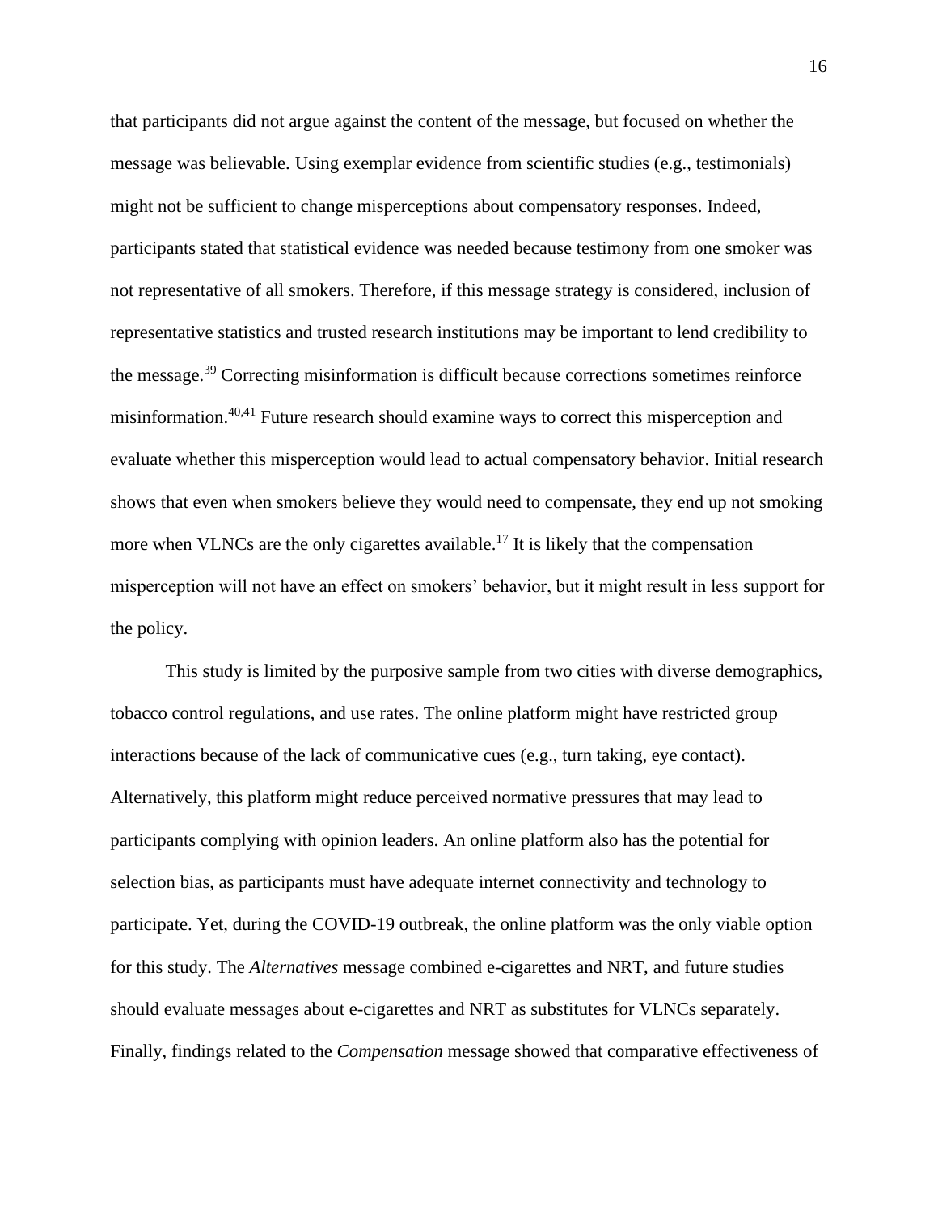that participants did not argue against the content of the message, but focused on whether the message was believable. Using exemplar evidence from scientific studies (e.g., testimonials) might not be sufficient to change misperceptions about compensatory responses. Indeed, participants stated that statistical evidence was needed because testimony from one smoker was not representative of all smokers. Therefore, if this message strategy is considered, inclusion of representative statistics and trusted research institutions may be important to lend credibility to the message.[39] Correcting misinformation is difficult because corrections sometimes reinforce misinformation.[40,41] Future research should examine ways to correct this misperception and evaluate whether this misperception would lead to actual compensatory behavior. Initial research shows that even when smokers believe they would need to compensate, they end up not smoking more when VLNCs are the only cigarettes available.[17] It is likely that the compensation misperception will not have an effect on smokers' behavior, but it might result in less support for the policy.

This study is limited by the purposive sample from two cities with diverse demographics, tobacco control regulations, and use rates. The online platform might have restricted group interactions because of the lack of communicative cues (e.g., turn taking, eye contact). Alternatively, this platform might reduce perceived normative pressures that may lead to participants complying with opinion leaders. An online platform also has the potential for selection bias, as participants must have adequate internet connectivity and technology to participate. Yet, during the COVID-19 outbreak, the online platform was the only viable option for this study. The *Alternatives* message combined e-cigarettes and NRT, and future studies should evaluate messages about e-cigarettes and NRT as substitutes for VLNCs separately. Finally, findings related to the *Compensation* message showed that comparative effectiveness of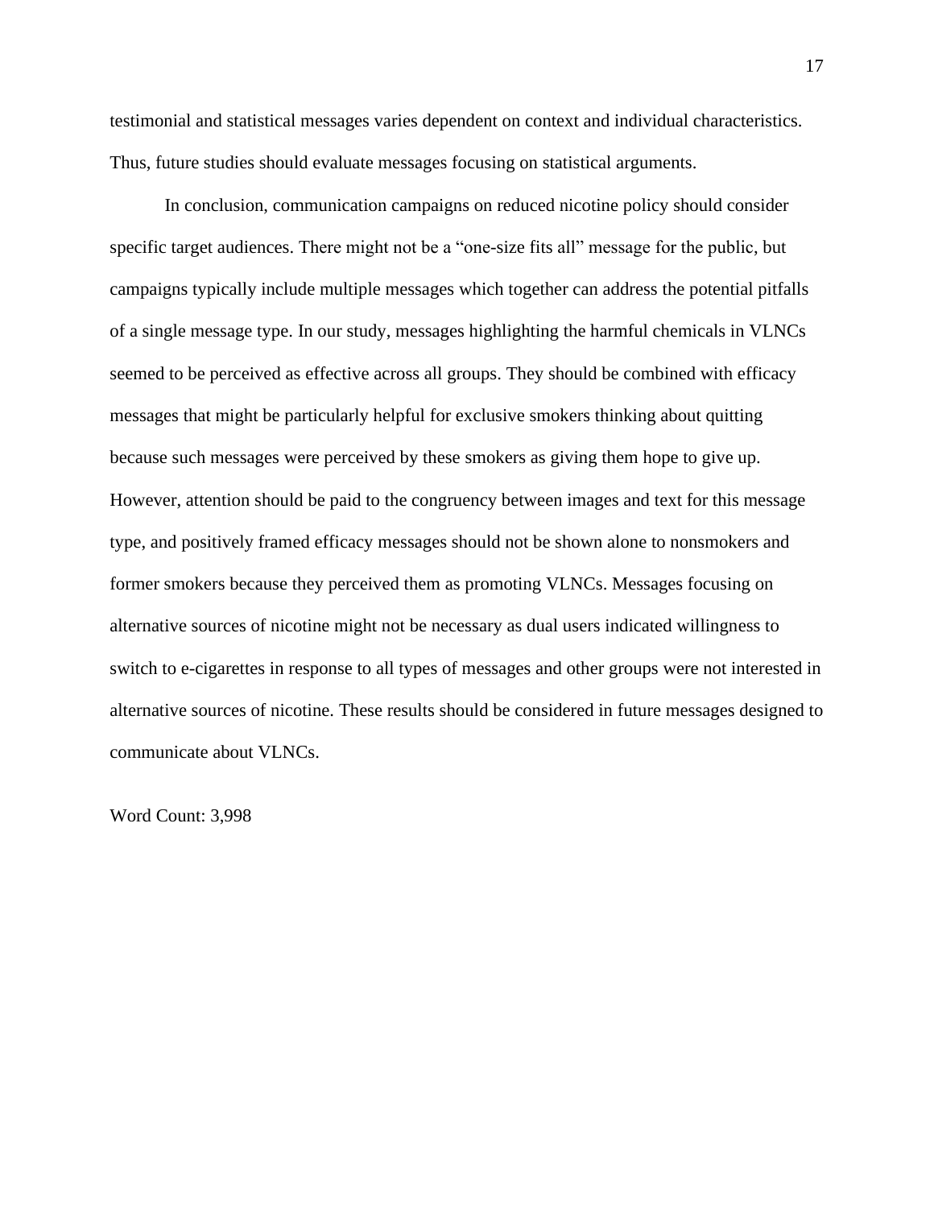testimonial and statistical messages varies dependent on context and individual characteristics. Thus, future studies should evaluate messages focusing on statistical arguments.

In conclusion, communication campaigns on reduced nicotine policy should consider specific target audiences. There might not be a "one-size fits all" message for the public, but campaigns typically include multiple messages which together can address the potential pitfalls of a single message type. In our study, messages highlighting the harmful chemicals in VLNCs seemed to be perceived as effective across all groups. They should be combined with efficacy messages that might be particularly helpful for exclusive smokers thinking about quitting because such messages were perceived by these smokers as giving them hope to give up. However, attention should be paid to the congruency between images and text for this message type, and positively framed efficacy messages should not be shown alone to nonsmokers and former smokers because they perceived them as promoting VLNCs. Messages focusing on alternative sources of nicotine might not be necessary as dual users indicated willingness to switch to e-cigarettes in response to all types of messages and other groups were not interested in alternative sources of nicotine. These results should be considered in future messages designed to communicate about VLNCs.

Word Count: 3,998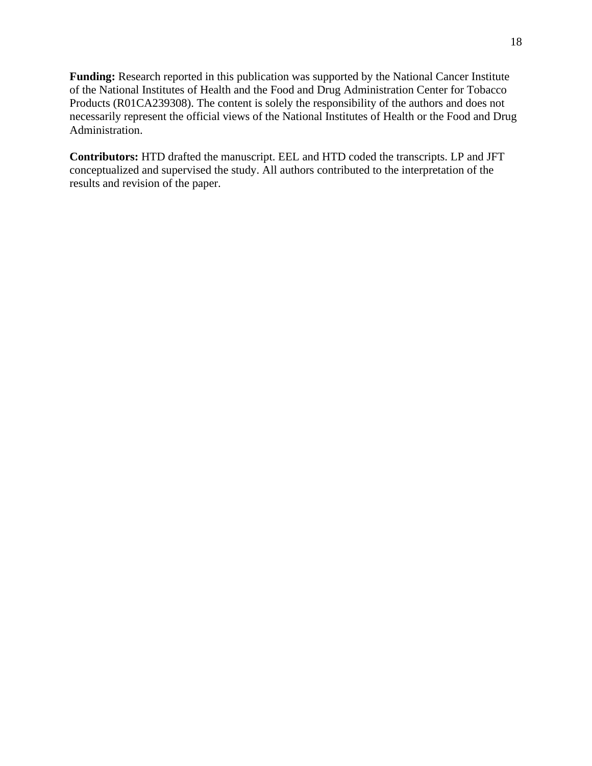**Funding:** Research reported in this publication was supported by the National Cancer Institute of the National Institutes of Health and the Food and Drug Administration Center for Tobacco Products (R01CA239308). The content is solely the responsibility of the authors and does not necessarily represent the official views of the National Institutes of Health or the Food and Drug Administration.

**Contributors:** HTD drafted the manuscript. EEL and HTD coded the transcripts. LP and JFT conceptualized and supervised the study. All authors contributed to the interpretation of the results and revision of the paper.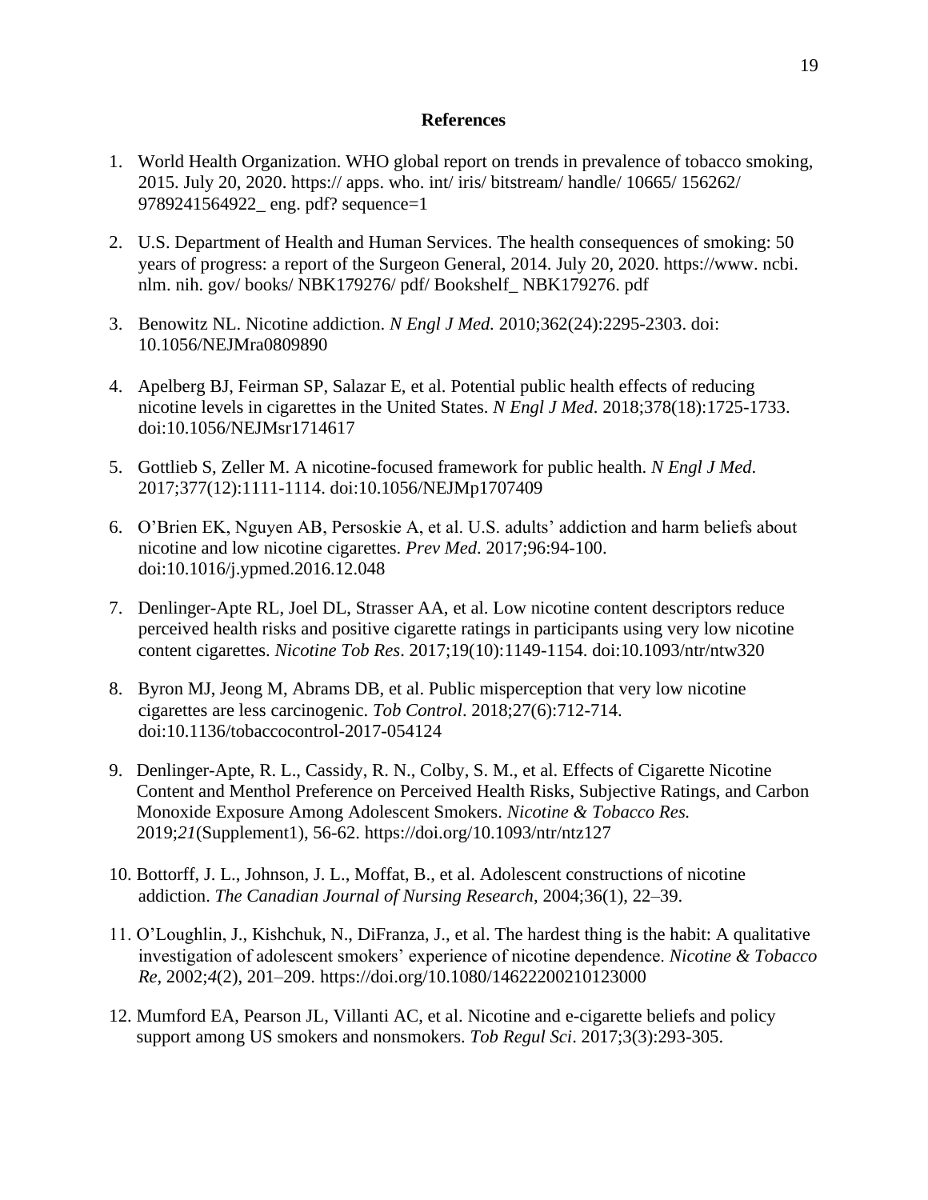## References

1. World Health Organization. WHO global report on trends in prevalence of tobacco smoking, 2015. July 20, 2020. https:// apps. who. int/ iris/ bitstream/ handle/ 10665/ 156262/ 9789241564922_ eng. pdf? sequence=1

2. U.S. Department of Health and Human Services. The health consequences of smoking: 50 years of progress: a report of the Surgeon General, 2014. July 20, 2020. https://www. ncbi. nlm. nih. gov/ books/ NBK179276/ pdf/ Bookshelf_ NBK179276. pdf

3. Benowitz NL. Nicotine addiction. *N Engl J Med*. 2010;362(24):2295-2303. doi: 10.1056/NEJMra0809890

4. Apelberg BJ, Feirman SP, Salazar E, et al. Potential public health effects of reducing nicotine levels in cigarettes in the United States. *N Engl J Med*. 2018;378(18):1725-1733. doi:10.1056/NEJMsr1714617

5. Gottlieb S, Zeller M. A nicotine-focused framework for public health. *N Engl J Med*. 2017;377(12):1111-1114. doi:10.1056/NEJMp1707409

6. O'Brien EK, Nguyen AB, Persoskie A, et al. U.S. adults' addiction and harm beliefs about nicotine and low nicotine cigarettes. *Prev Med*. 2017;96:94-100. doi:10.1016/j.ypmed.2016.12.048

7. Denlinger-Apte RL, Joel DL, Strasser AA, et al. Low nicotine content descriptors reduce perceived health risks and positive cigarette ratings in participants using very low nicotine content cigarettes. *Nicotine Tob Res*. 2017;19(10):1149-1154. doi:10.1093/ntr/ntw320

8. Byron MJ, Jeong M, Abrams DB, et al. Public misperception that very low nicotine cigarettes are less carcinogenic. *Tob Control*. 2018;27(6):712-714. doi:10.1136/tobaccocontrol-2017-054124

9. Denlinger-Apte, R. L., Cassidy, R. N., Colby, S. M., et al. Effects of Cigarette Nicotine Content and Menthol Preference on Perceived Health Risks, Subjective Ratings, and Carbon Monoxide Exposure Among Adolescent Smokers. *Nicotine & Tobacco Res.* 2019;*21*(Supplement1), 56-62. https://doi.org/10.1093/ntr/ntz127

10. Bottorff, J. L., Johnson, J. L., Moffat, B., et al. Adolescent constructions of nicotine addiction. *The Canadian Journal of Nursing Research*, 2004;36(1), 22–39.

11. O'Loughlin, J., Kishchuk, N., DiFranza, J., et al. The hardest thing is the habit: A qualitative investigation of adolescent smokers' experience of nicotine dependence. *Nicotine & Tobacco Re*, 2002;*4*(2), 201–209. https://doi.org/10.1080/14622200210123000

12. Mumford EA, Pearson JL, Villanti AC, et al. Nicotine and e-cigarette beliefs and policy support among US smokers and nonsmokers. *Tob Regul Sci*. 2017;3(3):293-305.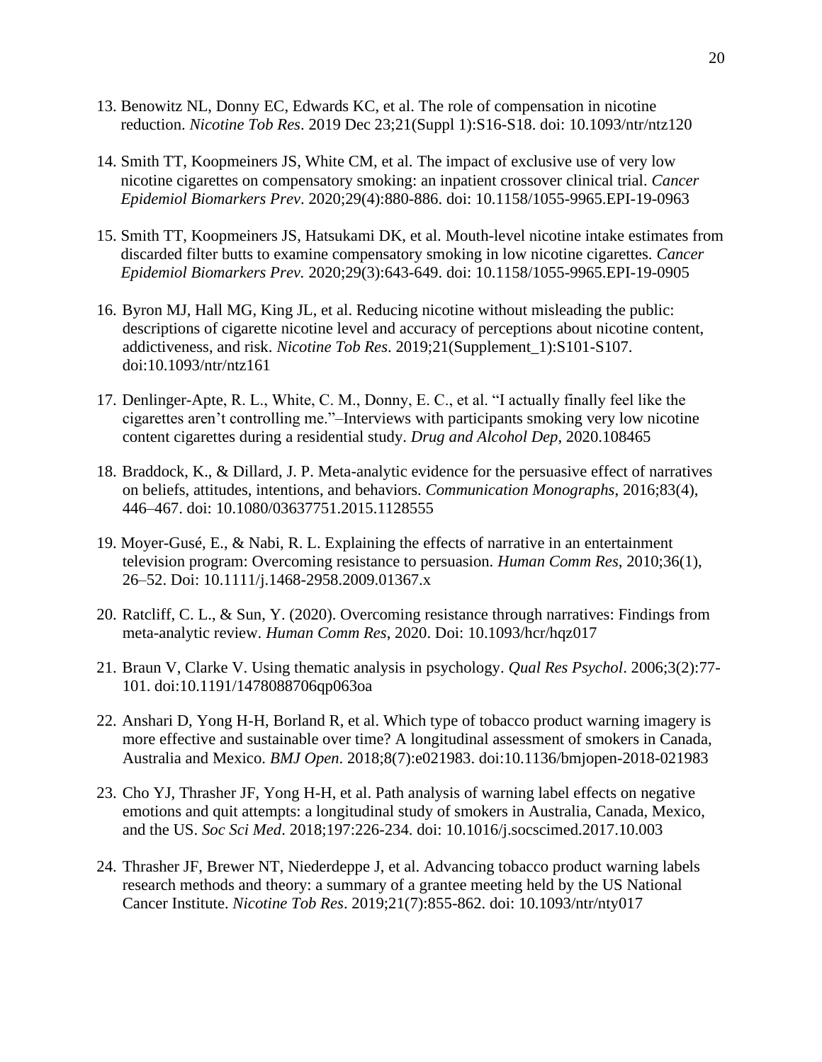13. Benowitz NL, Donny EC, Edwards KC, et al. The role of compensation in nicotine reduction. *Nicotine Tob Res*. 2019 Dec 23;21(Suppl 1):S16-S18. doi: 10.1093/ntr/ntz120

14. Smith TT, Koopmeiners JS, White CM, et al. The impact of exclusive use of very low nicotine cigarettes on compensatory smoking: an inpatient crossover clinical trial. *Cancer Epidemiol Biomarkers Prev*. 2020;29(4):880-886. doi: 10.1158/1055-9965.EPI-19-0963

15. Smith TT, Koopmeiners JS, Hatsukami DK, et al. Mouth-level nicotine intake estimates from discarded filter butts to examine compensatory smoking in low nicotine cigarettes. *Cancer Epidemiol Biomarkers Prev.* 2020;29(3):643-649. doi: 10.1158/1055-9965.EPI-19-0905

16. Byron MJ, Hall MG, King JL, et al. Reducing nicotine without misleading the public: descriptions of cigarette nicotine level and accuracy of perceptions about nicotine content, addictiveness, and risk. *Nicotine Tob Res*. 2019;21(Supplement_1):S101-S107. doi:10.1093/ntr/ntz161

17. Denlinger-Apte, R. L., White, C. M., Donny, E. C., et al. "I actually finally feel like the cigarettes aren't controlling me."–Interviews with participants smoking very low nicotine content cigarettes during a residential study. *Drug and Alcohol Dep*, 2020.108465

18. Braddock, K., & Dillard, J. P. Meta-analytic evidence for the persuasive effect of narratives on beliefs, attitudes, intentions, and behaviors. *Communication Monographs*, 2016;83(4), 446–467. doi: 10.1080/03637751.2015.1128555

19. Moyer-Gusé, E., & Nabi, R. L. Explaining the effects of narrative in an entertainment television program: Overcoming resistance to persuasion. *Human Comm Res*, 2010;36(1), 26–52. Doi: 10.1111/j.1468-2958.2009.01367.x

20. Ratcliff, C. L., & Sun, Y. (2020). Overcoming resistance through narratives: Findings from meta-analytic review. *Human Comm Res*, 2020. Doi: 10.1093/hcr/hqz017

21. Braun V, Clarke V. Using thematic analysis in psychology. *Qual Res Psychol*. 2006;3(2):77-101. doi:10.1191/1478088706qp063oa

22. Anshari D, Yong H-H, Borland R, et al. Which type of tobacco product warning imagery is more effective and sustainable over time? A longitudinal assessment of smokers in Canada, Australia and Mexico. *BMJ Open.* 2018;8(7):e021983. doi:10.1136/bmjopen-2018-021983

23. Cho YJ, Thrasher JF, Yong H-H, et al. Path analysis of warning label effects on negative emotions and quit attempts: a longitudinal study of smokers in Australia, Canada, Mexico, and the US. *Soc Sci Med*. 2018;197:226-234. doi: 10.1016/j.socscimed.2017.10.003

24. Thrasher JF, Brewer NT, Niederdeppe J, et al. Advancing tobacco product warning labels research methods and theory: a summary of a grantee meeting held by the US National Cancer Institute. *Nicotine Tob Res*. 2019;21(7):855-862. doi: 10.1093/ntr/nty017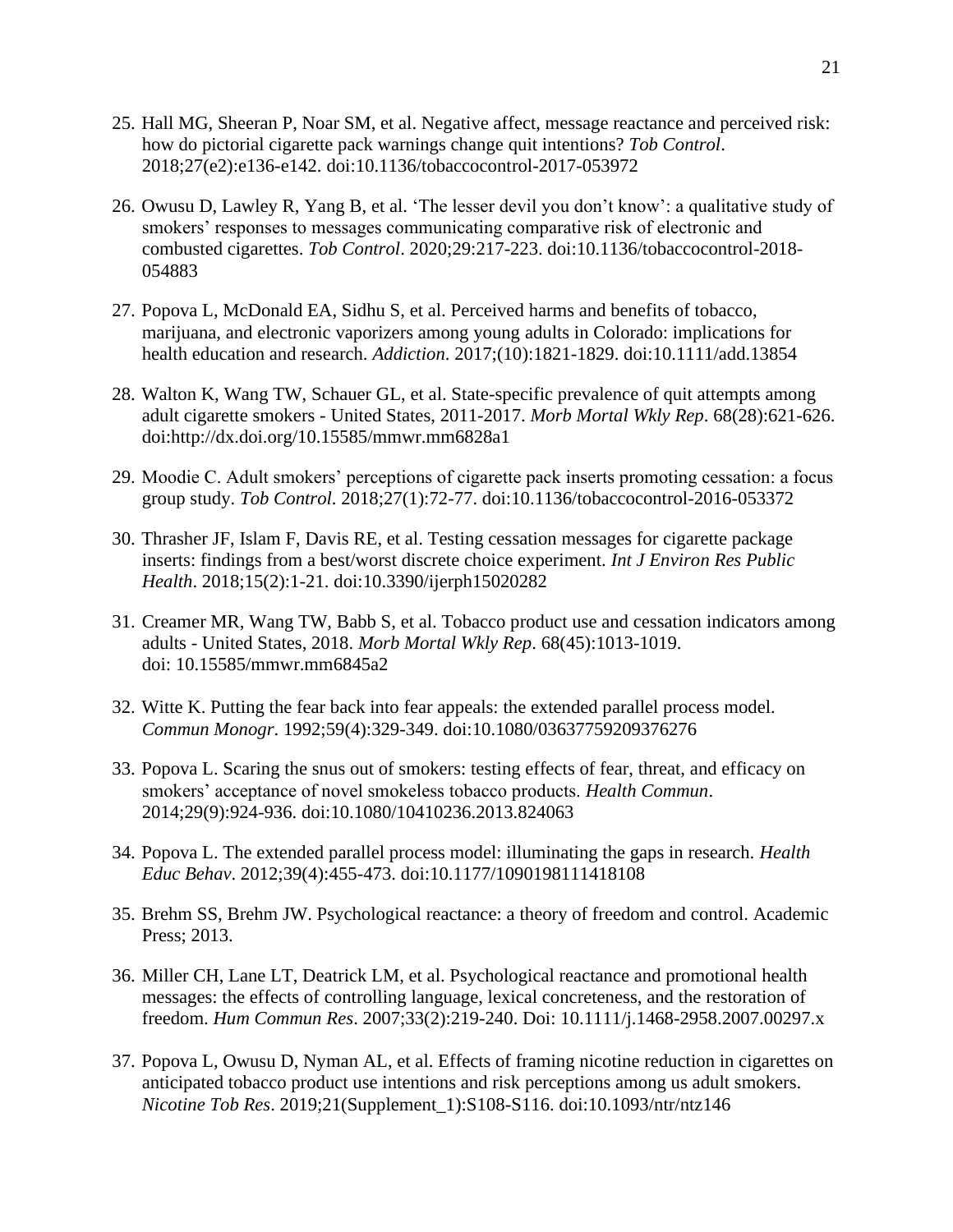25. Hall MG, Sheeran P, Noar SM, et al. Negative affect, message reactance and perceived risk: how do pictorial cigarette pack warnings change quit intentions? *Tob Control*. 2018;27(e2):e136-e142. doi:10.1136/tobaccocontrol-2017-053972

26. Owusu D, Lawley R, Yang B, et al. 'The lesser devil you don't know': a qualitative study of smokers' responses to messages communicating comparative risk of electronic and combusted cigarettes. *Tob Control*. 2020;29:217-223. doi:10.1136/tobaccocontrol-2018-054883

27. Popova L, McDonald EA, Sidhu S, et al. Perceived harms and benefits of tobacco, marijuana, and electronic vaporizers among young adults in Colorado: implications for health education and research. *Addiction*. 2017;(10):1821-1829. doi:10.1111/add.13854

28. Walton K, Wang TW, Schauer GL, et al. State-specific prevalence of quit attempts among adult cigarette smokers - United States, 2011-2017. *Morb Mortal Wkly Rep*. 68(28):621-626. doi:http://dx.doi.org/10.15585/mmwr.mm6828a1

29. Moodie C. Adult smokers' perceptions of cigarette pack inserts promoting cessation: a focus group study. *Tob Control*. 2018;27(1):72-77. doi:10.1136/tobaccocontrol-2016-053372

30. Thrasher JF, Islam F, Davis RE, et al. Testing cessation messages for cigarette package inserts: findings from a best/worst discrete choice experiment. *Int J Environ Res Public Health*. 2018;15(2):1-21. doi:10.3390/ijerph15020282

31. Creamer MR, Wang TW, Babb S, et al. Tobacco product use and cessation indicators among adults - United States, 2018. *Morb Mortal Wkly Rep*. 68(45):1013-1019. doi: 10.15585/mmwr.mm6845a2

32. Witte K. Putting the fear back into fear appeals: the extended parallel process model. *Commun Monogr*. 1992;59(4):329-349. doi:10.1080/03637759209376276

33. Popova L. Scaring the snus out of smokers: testing effects of fear, threat, and efficacy on smokers' acceptance of novel smokeless tobacco products. *Health Commun*. 2014;29(9):924-936. doi:10.1080/10410236.2013.824063

34. Popova L. The extended parallel process model: illuminating the gaps in research. *Health Educ Behav*. 2012;39(4):455-473. doi:10.1177/1090198111418108

35. Brehm SS, Brehm JW. Psychological reactance: a theory of freedom and control. Academic Press; 2013.

36. Miller CH, Lane LT, Deatrick LM, et al. Psychological reactance and promotional health messages: the effects of controlling language, lexical concreteness, and the restoration of freedom. *Hum Commun Res*. 2007;33(2):219-240. Doi: 10.1111/j.1468-2958.2007.00297.x

37. Popova L, Owusu D, Nyman AL, et al. Effects of framing nicotine reduction in cigarettes on anticipated tobacco product use intentions and risk perceptions among us adult smokers. *Nicotine Tob Res*. 2019;21(Supplement_1):S108-S116. doi:10.1093/ntr/ntz146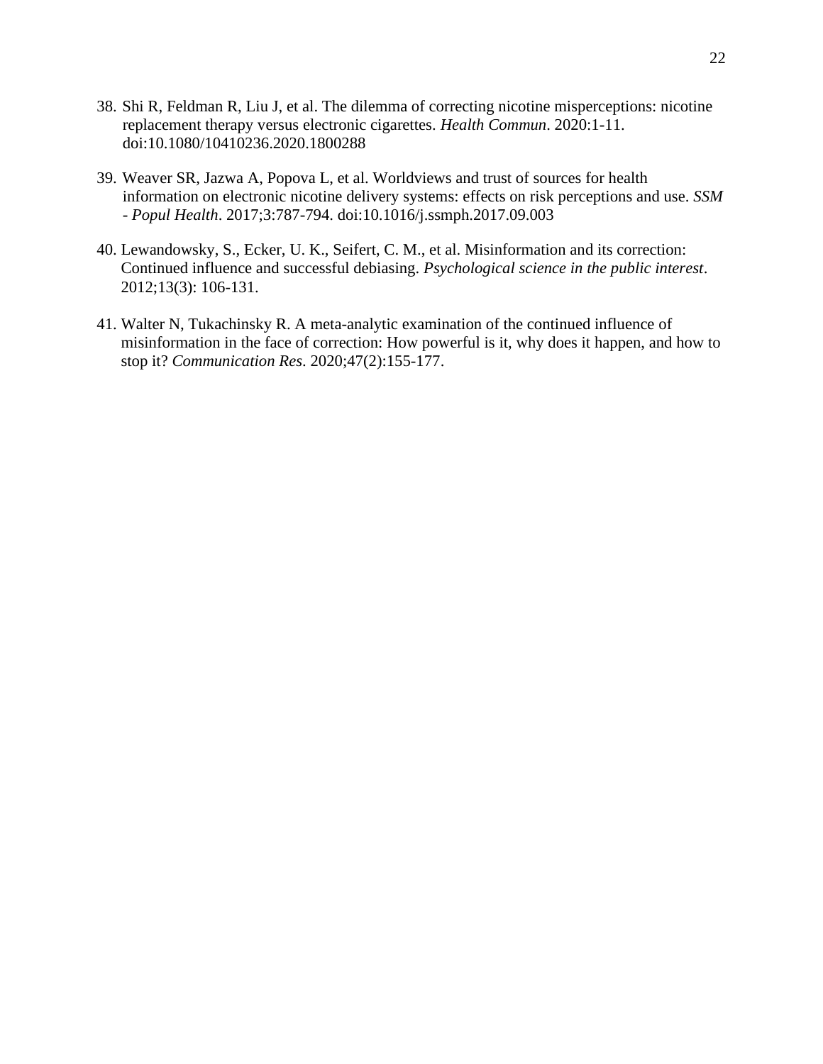38. Shi R, Feldman R, Liu J, et al. The dilemma of correcting nicotine misperceptions: nicotine replacement therapy versus electronic cigarettes. *Health Commun*. 2020:1-11. doi:10.1080/10410236.2020.1800288

39. Weaver SR, Jazwa A, Popova L, et al. Worldviews and trust of sources for health information on electronic nicotine delivery systems: effects on risk perceptions and use. *SSM - Popul Health*. 2017;3:787-794. doi:10.1016/j.ssmph.2017.09.003

40. Lewandowsky, S., Ecker, U. K., Seifert, C. M., et al. Misinformation and its correction: Continued influence and successful debiasing. *Psychological science in the public interest*. 2012;13(3): 106-131.

41. Walter N, Tukachinsky R. A meta-analytic examination of the continued influence of misinformation in the face of correction: How powerful is it, why does it happen, and how to stop it? *Communication Res*. 2020;47(2):155-177.